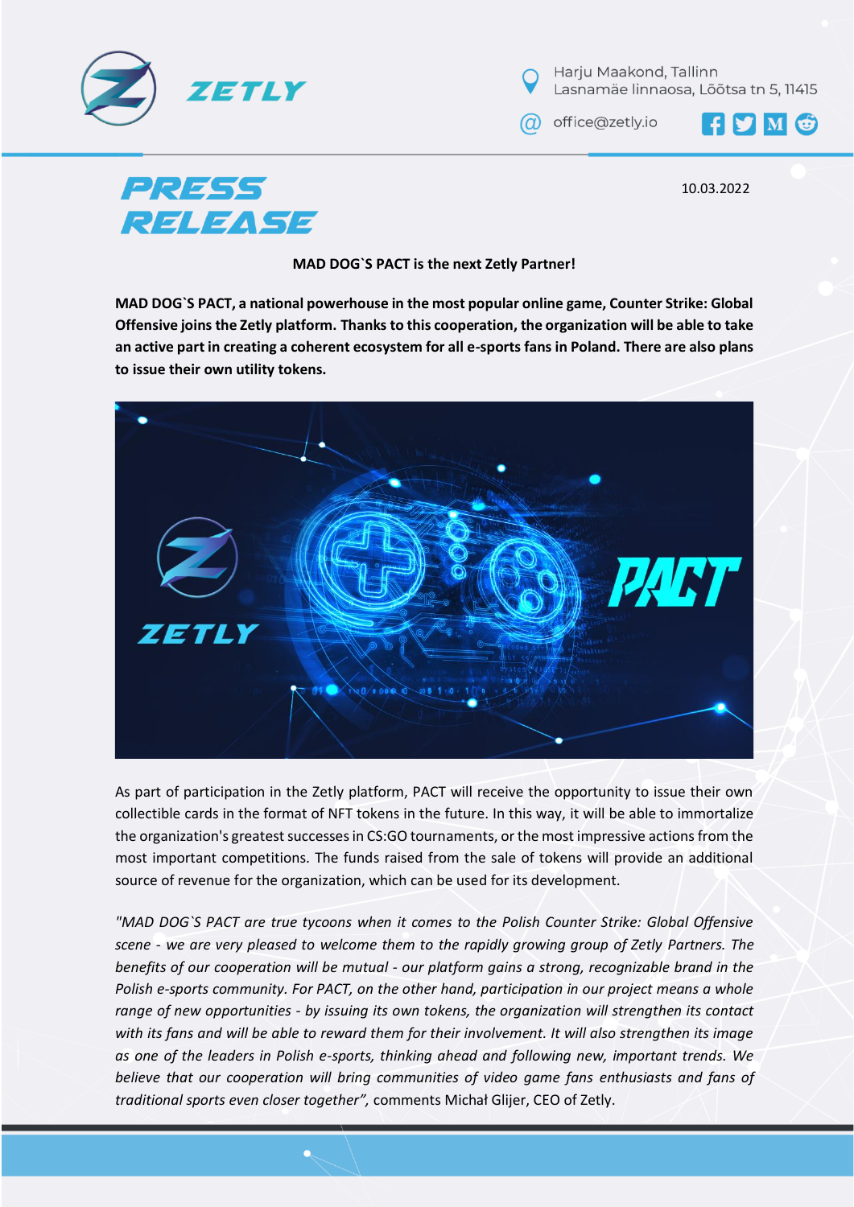ZETLY

Harju Maakond, Tallinn
Lasnamäe linnaosa, Lõõtsa tn 5, 11415

office@zetly.io

# PRESS RELEASE

10.03.2022

**MAD DOG`S PACT is the next Zetly Partner!**

**MAD DOG`S PACT, a national powerhouse in the most popular online game, Counter Strike: Global Offensive joins the Zetly platform. Thanks to this cooperation, the organization will be able to take an active part in creating a coherent ecosystem for all e-sports fans in Poland. There are also plans to issue their own utility tokens.**

As part of participation in the Zetly platform, PACT will receive the opportunity to issue their own collectible cards in the format of NFT tokens in the future. In this way, it will be able to immortalize the organization's greatest successes in CS:GO tournaments, or the most impressive actions from the most important competitions. The funds raised from the sale of tokens will provide an additional source of revenue for the organization, which can be used for its development.

*"MAD DOG`S PACT are true tycoons when it comes to the Polish Counter Strike: Global Offensive scene - we are very pleased to welcome them to the rapidly growing group of Zetly Partners. The benefits of our cooperation will be mutual - our platform gains a strong, recognizable brand in the Polish e-sports community. For PACT, on the other hand, participation in our project means a whole range of new opportunities - by issuing its own tokens, the organization will strengthen its contact with its fans and will be able to reward them for their involvement. It will also strengthen its image as one of the leaders in Polish e-sports, thinking ahead and following new, important trends. We believe that our cooperation will bring communities of video game fans enthusiasts and fans of traditional sports even closer together",* comments Michał Glijer, CEO of Zetly.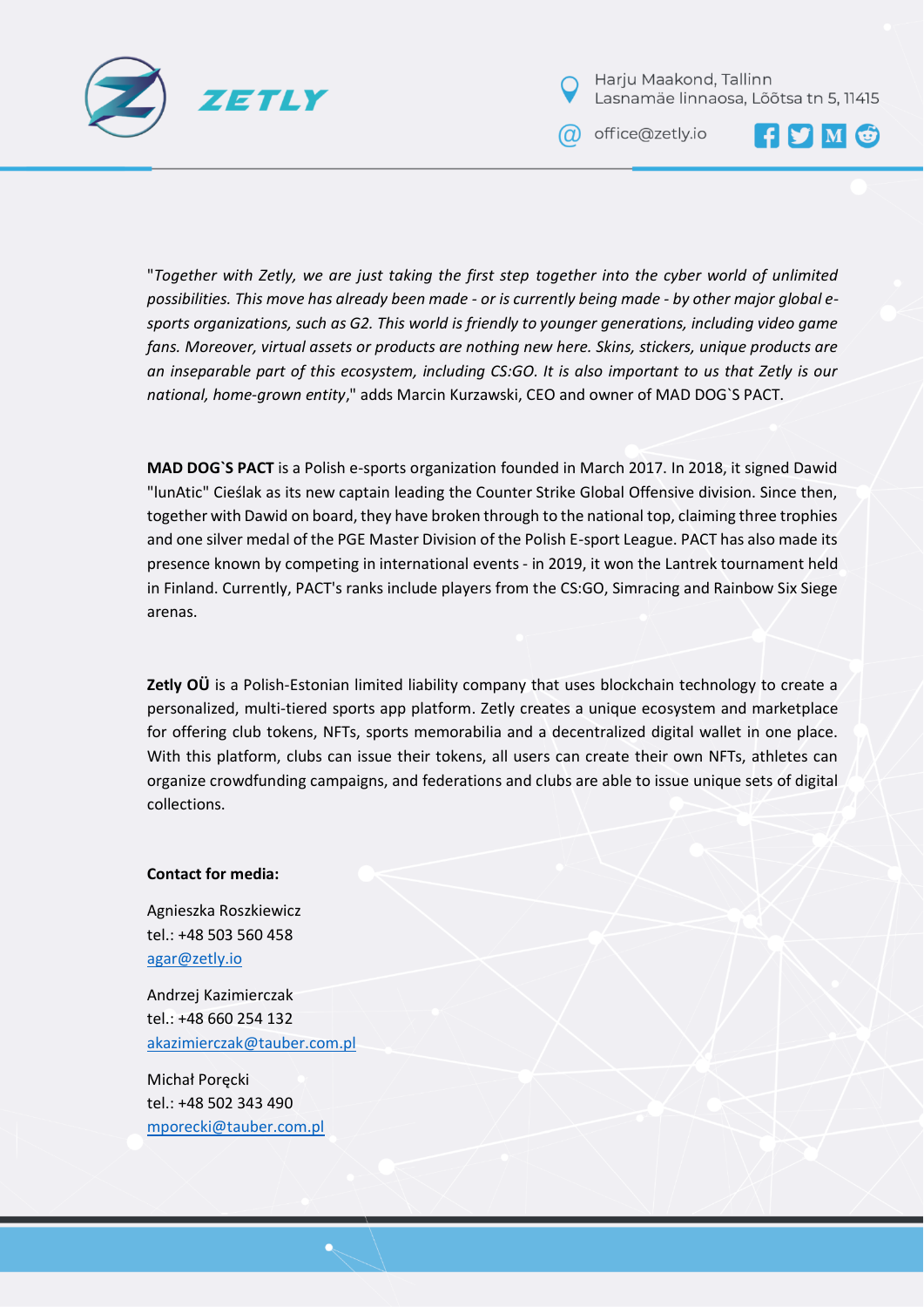"*Together with Zetly, we are just taking the first step together into the cyber world of unlimited possibilities. This move has already been made - or is currently being made - by other major global e-sports organizations, such as G2. This world is friendly to younger generations, including video game fans. Moreover, virtual assets or products are nothing new here. Skins, stickers, unique products are an inseparable part of this ecosystem, including CS:GO. It is also important to us that Zetly is our national, home-grown entity*," adds Marcin Kurzawski, CEO and owner of MAD DOG`S PACT.

**MAD DOG`S PACT** is a Polish e-sports organization founded in March 2017. In 2018, it signed Dawid "lunAtic" Cieślak as its new captain leading the Counter Strike Global Offensive division. Since then, together with Dawid on board, they have broken through to the national top, claiming three trophies and one silver medal of the PGE Master Division of the Polish E-sport League. PACT has also made its presence known by competing in international events - in 2019, it won the Lantrek tournament held in Finland. Currently, PACT's ranks include players from the CS:GO, Simracing and Rainbow Six Siege arenas.

**Zetly OÜ** is a Polish-Estonian limited liability company that uses blockchain technology to create a personalized, multi-tiered sports app platform. Zetly creates a unique ecosystem and marketplace for offering club tokens, NFTs, sports memorabilia and a decentralized digital wallet in one place. With this platform, clubs can issue their tokens, all users can create their own NFTs, athletes can organize crowdfunding campaigns, and federations and clubs are able to issue unique sets of digital collections.

**Contact for media:**

Agnieszka Roszkiewicz
tel.: +48 503 560 458
agar@zetly.io

Andrzej Kazimierczak
tel.: +48 660 254 132
akazimierczak@tauber.com.pl

Michał Poręcki
tel.: +48 502 343 490
mporecki@tauber.com.pl